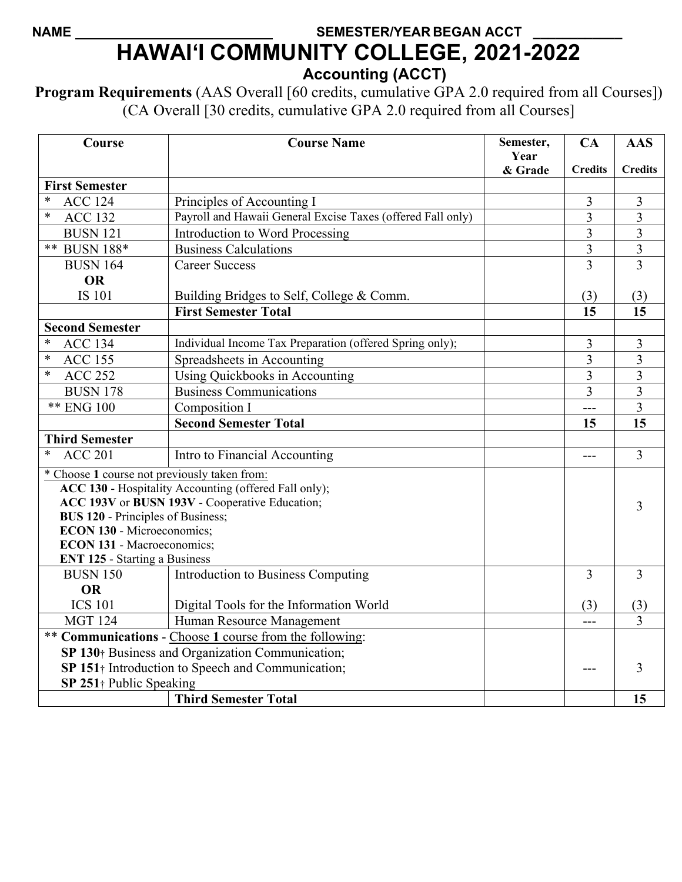NAME ________________________ SEMESTER/YEAR BEGAN ACCT ___________

# HAWAIʻI COMMUNITY COLLEGE, 2021-2022

## Accounting (ACCT)

**Program Requirements** (AAS Overall [60 credits, cumulative GPA 2.0 required from all Courses]) (CA Overall [30 credits, cumulative GPA 2.0 required from all Courses]

| Course | Course Name | Semester, Year & Grade | CA Credits | AAS Credits |
|---|---|---|---|---|
| **First Semester** | | | | |
| * ACC 124 | Principles of Accounting I | | 3 | 3 |
| * ACC 132 | Payroll and Hawaii General Excise Taxes (offered Fall only) | | 3 | 3 |
| BUSN 121 | Introduction to Word Processing | | 3 | 3 |
| ** BUSN 188* | Business Calculations | | 3 | 3 |
| BUSN 164 **OR** IS 101 | Career Success / Building Bridges to Self, College & Comm. | | 3 (3) | 3 (3) |
| | **First Semester Total** | | **15** | **15** |
| **Second Semester** | | | | |
| * ACC 134 | Individual Income Tax Preparation (offered Spring only); | | 3 | 3 |
| * ACC 155 | Spreadsheets in Accounting | | 3 | 3 |
| * ACC 252 | Using Quickbooks in Accounting | | 3 | 3 |
| BUSN 178 | Business Communications | | 3 | 3 |
| ** ENG 100 | Composition I | | --- | 3 |
| | **Second Semester Total** | | **15** | **15** |
| **Third Semester** | | | | |
| * ACC 201 | Intro to Financial Accounting | | --- | 3 |
| * Choose **1** course not previously taken from: **ACC 130** - Hospitality Accounting (offered Fall only); **ACC 193V** or **BUSN 193V** - Cooperative Education; **BUS 120** - Principles of Business; **ECON 130** - Microeconomics; **ECON 131** - Macroeconomics; **ENT 125** - Starting a Business | | | | 3 |
| BUSN 150 **OR** ICS 101 | Introduction to Business Computing / Digital Tools for the Information World | | 3 (3) | 3 (3) |
| MGT 124 | Human Resource Management | | --- | 3 |
| ** **Communications** - Choose **1** course from the following: **SP 130**† Business and Organization Communication; **SP 151**† Introduction to Speech and Communication; **SP 251**† Public Speaking | | | --- | 3 |
| | **Third Semester Total** | | | **15** |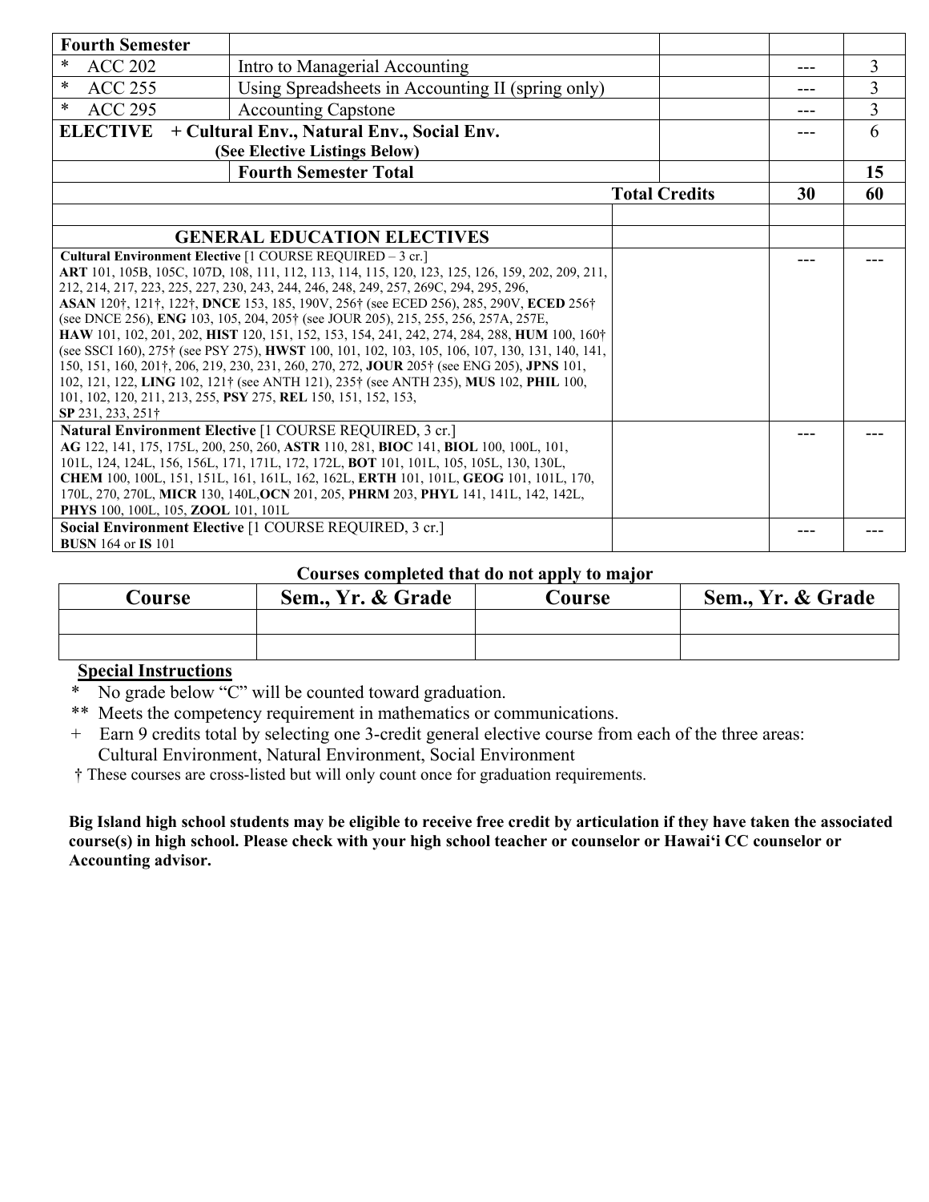| | | | | |
|---|---|---|---|---|
| **Fourth Semester** | | | | |
| * ACC 202 | Intro to Managerial Accounting | | --- | 3 |
| * ACC 255 | Using Spreadsheets in Accounting II (spring only) | | --- | 3 |
| * ACC 295 | Accounting Capstone | | --- | 3 |
| **ELECTIVE + Cultural Env., Natural Env., Social Env.** **(See Elective Listings Below)** | | | --- | 6 |
| | **Fourth Semester Total** | | | **15** |
| | | **Total Credits** | **30** | **60** |

| | | | |
|---|---|---|---|
| **GENERAL EDUCATION ELECTIVES** | | | |
| **Cultural Environment Elective** [1 COURSE REQUIRED – 3 cr.] **ART** 101, 105B, 105C, 107D, 108, 111, 112, 113, 114, 115, 120, 123, 125, 126, 159, 202, 209, 211, 212, 214, 217, 223, 225, 227, 230, 243, 244, 246, 248, 249, 257, 269C, 294, 295, 296, **ASAN** 120†, 121†, 122†, **DNCE** 153, 185, 190V, 256† (see ECED 256), 285, 290V, **ECED** 256† (see DNCE 256), **ENG** 103, 105, 204, 205† (see JOUR 205), 215, 255, 256, 257A, 257E, **HAW** 101, 102, 201, 202, **HIST** 120, 151, 152, 153, 154, 241, 242, 274, 284, 288, **HUM** 100, 160† (see SSCI 160), 275† (see PSY 275), **HWST** 100, 101, 102, 103, 105, 106, 107, 130, 131, 140, 141, 150, 151, 160, 201†, 206, 219, 230, 231, 260, 270, 272, **JOUR** 205† (see ENG 205), **JPNS** 101, 102, 121, 122, **LING** 102, 121† (see ANTH 121), 235† (see ANTH 235), **MUS** 102, **PHIL** 100, 101, 102, 120, 211, 213, 255, **PSY** 275, **REL** 150, 151, 152, 153, **SP** 231, 233, 251† | | --- | --- |
| **Natural Environment Elective** [1 COURSE REQUIRED, 3 cr.] **AG** 122, 141, 175, 175L, 200, 250, 260, **ASTR** 110, 281, **BIOC** 141, **BIOL** 100, 100L, 101, 101L, 124, 124L, 156, 156L, 171, 171L, 172, 172L, **BOT** 101, 101L, 105, 105L, 130, 130L, **CHEM** 100, 100L, 151, 151L, 161, 161L, 162, 162L, **ERTH** 101, 101L, **GEOG** 101, 101L, 170, 170L, 270, 270L, **MICR** 130, 140L, **OCN** 201, 205, **PHRM** 203, **PHYL** 141, 141L, 142, 142L, **PHYS** 100, 100L, 105, **ZOOL** 101, 101L | | --- | --- |
| **Social Environment Elective** [1 COURSE REQUIRED, 3 cr.] **BUSN** 164 or **IS** 101 | | --- | --- |

**Courses completed that do not apply to major**

| Course | Sem., Yr. & Grade | Course | Sem., Yr. & Grade |
|---|---|---|---|
| | | | |
| | | | |

**Special Instructions**

\* No grade below "C" will be counted toward graduation.

** Meets the competency requirement in mathematics or communications.

+ Earn 9 credits total by selecting one 3-credit general elective course from each of the three areas: Cultural Environment, Natural Environment, Social Environment

† These courses are cross-listed but will only count once for graduation requirements.

**Big Island high school students may be eligible to receive free credit by articulation if they have taken the associated course(s) in high school. Please check with your high school teacher or counselor or Hawai'i CC counselor or Accounting advisor.**